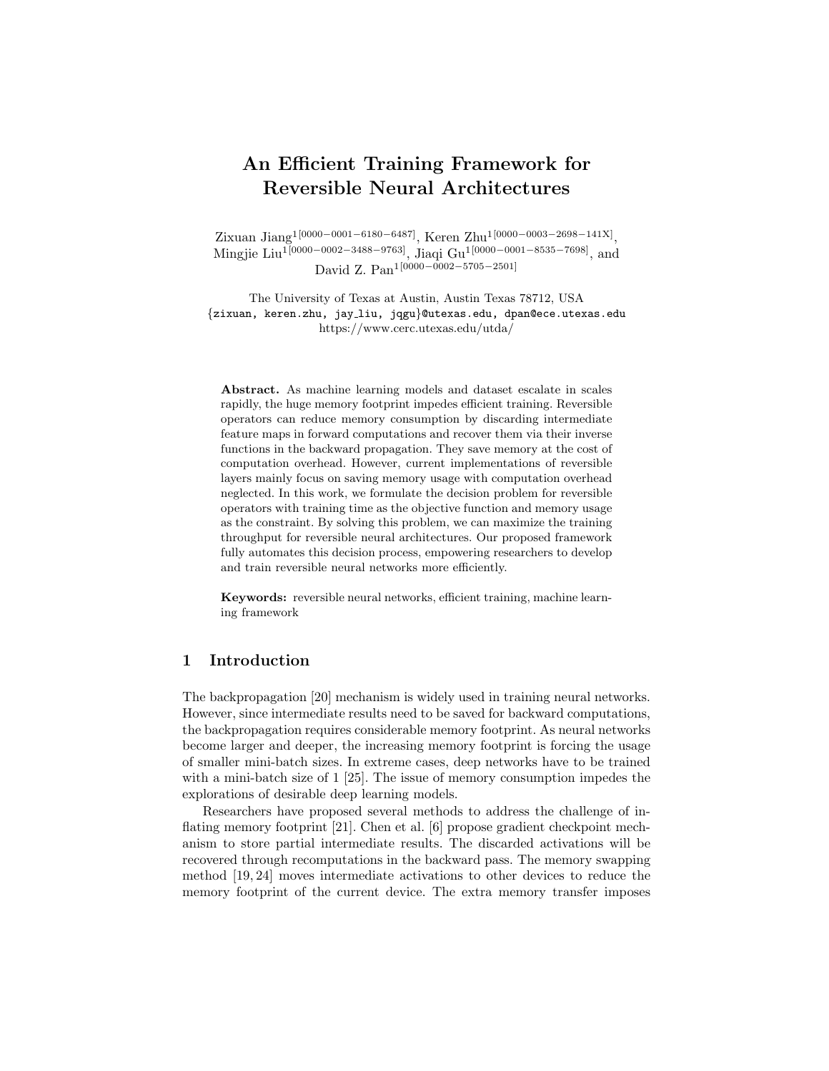# An Efficient Training Framework for Reversible Neural Architectures

Zixuan Jiang[1[0000-0001-6180-6487]], Keren Zhu[1[0000-0003-2698-141X]], Mingjie Liu[1[0000-0002-3488-9763]], Jiaqi Gu[1[0000-0001-8535-7698]], and David Z. Pan[1[0000-0002-5705-2501]]

The University of Texas at Austin, Austin Texas 78712, USA
{zixuan, keren.zhu, jay_liu, jqgu}@utexas.edu, dpan@ece.utexas.edu
https://www.cerc.utexas.edu/utda/

**Abstract.** As machine learning models and dataset escalate in scales rapidly, the huge memory footprint impedes efficient training. Reversible operators can reduce memory consumption by discarding intermediate feature maps in forward computations and recover them via their inverse functions in the backward propagation. They save memory at the cost of computation overhead. However, current implementations of reversible layers mainly focus on saving memory usage with computation overhead neglected. In this work, we formulate the decision problem for reversible operators with training time as the objective function and memory usage as the constraint. By solving this problem, we can maximize the training throughput for reversible neural architectures. Our proposed framework fully automates this decision process, empowering researchers to develop and train reversible neural networks more efficiently.

**Keywords:** reversible neural networks, efficient training, machine learning framework

## 1 Introduction

The backpropagation [20] mechanism is widely used in training neural networks. However, since intermediate results need to be saved for backward computations, the backpropagation requires considerable memory footprint. As neural networks become larger and deeper, the increasing memory footprint is forcing the usage of smaller mini-batch sizes. In extreme cases, deep networks have to be trained with a mini-batch size of 1 [25]. The issue of memory consumption impedes the explorations of desirable deep learning models.

Researchers have proposed several methods to address the challenge of inflating memory footprint [21]. Chen et al. [6] propose gradient checkpoint mechanism to store partial intermediate results. The discarded activations will be recovered through recomputations in the backward pass. The memory swapping method [19, 24] moves intermediate activations to other devices to reduce the memory footprint of the current device. The extra memory transfer imposes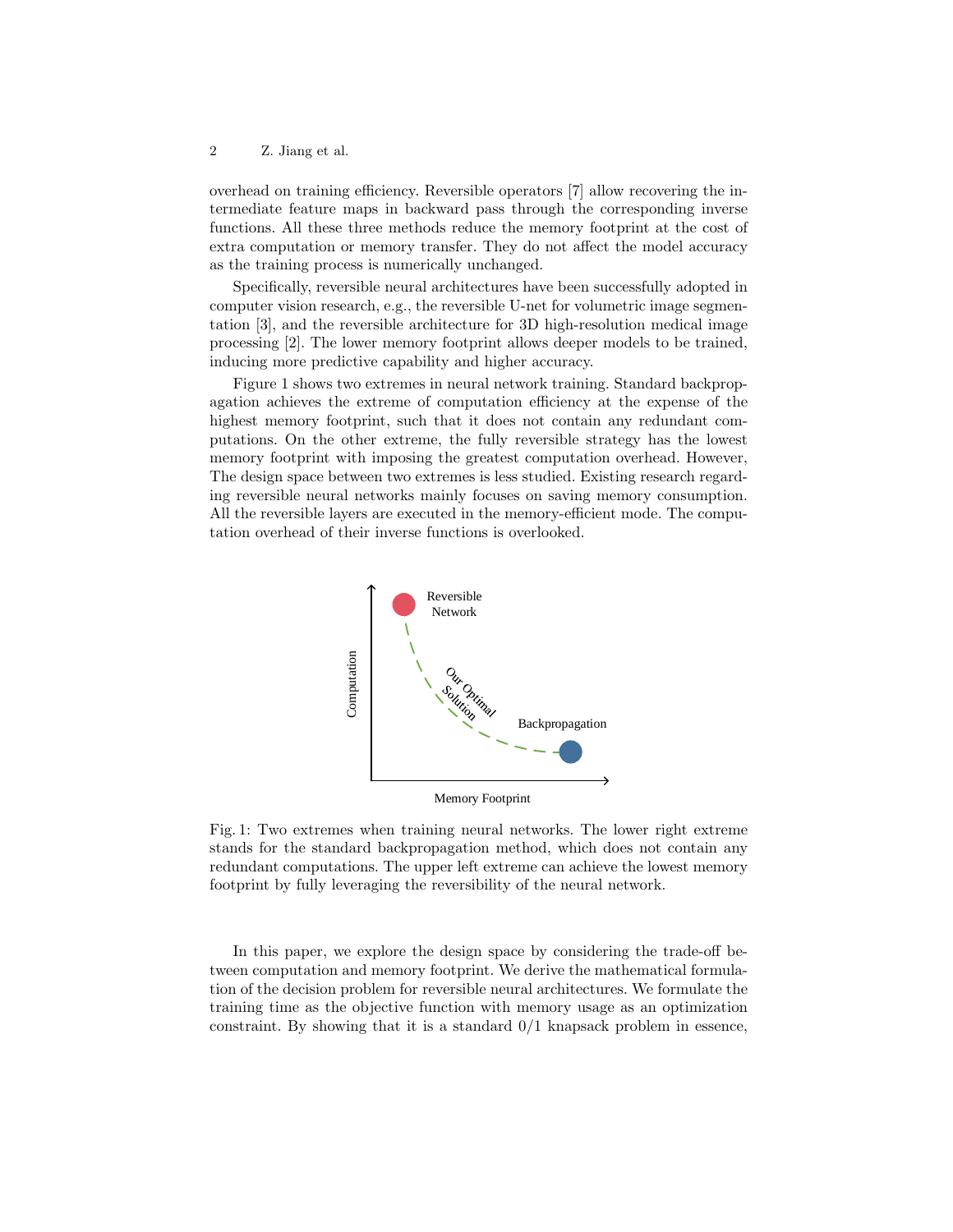overhead on training efficiency. Reversible operators [7] allow recovering the intermediate feature maps in backward pass through the corresponding inverse functions. All these three methods reduce the memory footprint at the cost of extra computation or memory transfer. They do not affect the model accuracy as the training process is numerically unchanged.

Specifically, reversible neural architectures have been successfully adopted in computer vision research, e.g., the reversible U-net for volumetric image segmentation [3], and the reversible architecture for 3D high-resolution medical image processing [2]. The lower memory footprint allows deeper models to be trained, inducing more predictive capability and higher accuracy.

Figure 1 shows two extremes in neural network training. Standard backpropagation achieves the extreme of computation efficiency at the expense of the highest memory footprint, such that it does not contain any redundant computations. On the other extreme, the fully reversible strategy has the lowest memory footprint with imposing the greatest computation overhead. However, The design space between two extremes is less studied. Existing research regarding reversible neural networks mainly focuses on saving memory consumption. All the reversible layers are executed in the memory-efficient mode. The computation overhead of their inverse functions is overlooked.

Fig. 1: Two extremes when training neural networks. The lower right extreme stands for the standard backpropagation method, which does not contain any redundant computations. The upper left extreme can achieve the lowest memory footprint by fully leveraging the reversibility of the neural network.

In this paper, we explore the design space by considering the trade-off between computation and memory footprint. We derive the mathematical formulation of the decision problem for reversible neural architectures. We formulate the training time as the objective function with memory usage as an optimization constraint. By showing that it is a standard 0/1 knapsack problem in essence,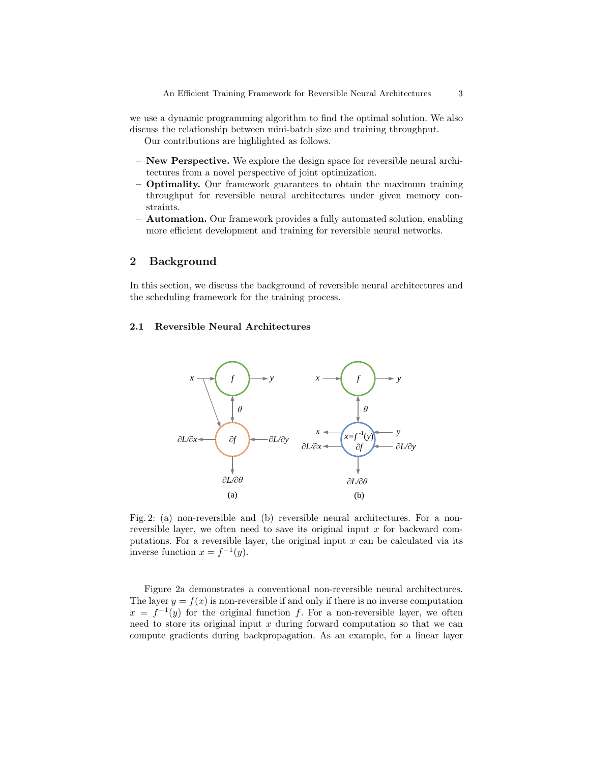we use a dynamic programming algorithm to find the optimal solution. We also discuss the relationship between mini-batch size and training throughput.

Our contributions are highlighted as follows.

- **New Perspective.** We explore the design space for reversible neural architectures from a novel perspective of joint optimization.
- **Optimality.** Our framework guarantees to obtain the maximum training throughput for reversible neural architectures under given memory constraints.
- **Automation.** Our framework provides a fully automated solution, enabling more efficient development and training for reversible neural networks.

## 2 Background

In this section, we discuss the background of reversible neural architectures and the scheduling framework for the training process.

### 2.1 Reversible Neural Architectures

Fig. 2: (a) non-reversible and (b) reversible neural architectures. For a non-reversible layer, we often need to save its original input $x$ for backward computations. For a reversible layer, the original input $x$ can be calculated via its inverse function $x = f^{-1}(y)$.

Figure 2a demonstrates a conventional non-reversible neural architectures. The layer $y = f(x)$ is non-reversible if and only if there is no inverse computation $x = f^{-1}(y)$ for the original function $f$. For a non-reversible layer, we often need to store its original input $x$ during forward computation so that we can compute gradients during backpropagation. As an example, for a linear layer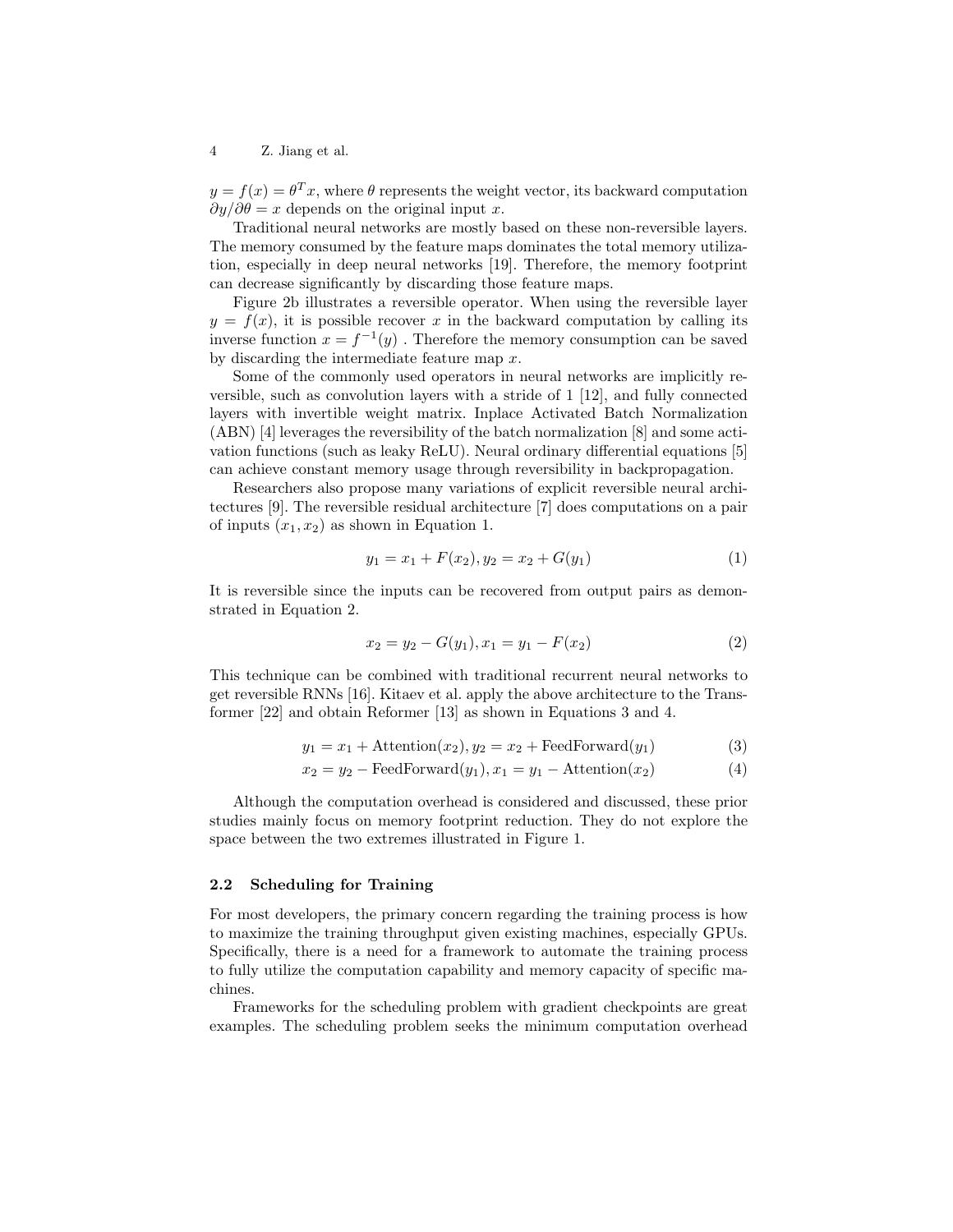$y = f(x) = \theta^T x$, where $\theta$ represents the weight vector, its backward computation $\partial y/\partial\theta = x$ depends on the original input $x$.

Traditional neural networks are mostly based on these non-reversible layers. The memory consumed by the feature maps dominates the total memory utilization, especially in deep neural networks [19]. Therefore, the memory footprint can decrease significantly by discarding those feature maps.

Figure 2b illustrates a reversible operator. When using the reversible layer $y = f(x)$, it is possible recover $x$ in the backward computation by calling its inverse function $x = f^{-1}(y)$ . Therefore the memory consumption can be saved by discarding the intermediate feature map $x$.

Some of the commonly used operators in neural networks are implicitly reversible, such as convolution layers with a stride of 1 [12], and fully connected layers with invertible weight matrix. Inplace Activated Batch Normalization (ABN) [4] leverages the reversibility of the batch normalization [8] and some activation functions (such as leaky ReLU). Neural ordinary differential equations [5] can achieve constant memory usage through reversibility in backpropagation.

Researchers also propose many variations of explicit reversible neural architectures [9]. The reversible residual architecture [7] does computations on a pair of inputs $(x_1, x_2)$ as shown in Equation 1.

$$y_1 = x_1 + F(x_2), y_2 = x_2 + G(y_1) \tag{1}$$

It is reversible since the inputs can be recovered from output pairs as demonstrated in Equation 2.

$$x_2 = y_2 - G(y_1), x_1 = y_1 - F(x_2) \tag{2}$$

This technique can be combined with traditional recurrent neural networks to get reversible RNNs [16]. Kitaev et al. apply the above architecture to the Transformer [22] and obtain Reformer [13] as shown in Equations 3 and 4.

$$y_1 = x_1 + \text{Attention}(x_2), y_2 = x_2 + \text{FeedForward}(y_1) \tag{3}$$

$$x_2 = y_2 - \text{FeedForward}(y_1), x_1 = y_1 - \text{Attention}(x_2) \tag{4}$$

Although the computation overhead is considered and discussed, these prior studies mainly focus on memory footprint reduction. They do not explore the space between the two extremes illustrated in Figure 1.

### 2.2 Scheduling for Training

For most developers, the primary concern regarding the training process is how to maximize the training throughput given existing machines, especially GPUs. Specifically, there is a need for a framework to automate the training process to fully utilize the computation capability and memory capacity of specific machines.

Frameworks for the scheduling problem with gradient checkpoints are great examples. The scheduling problem seeks the minimum computation overhead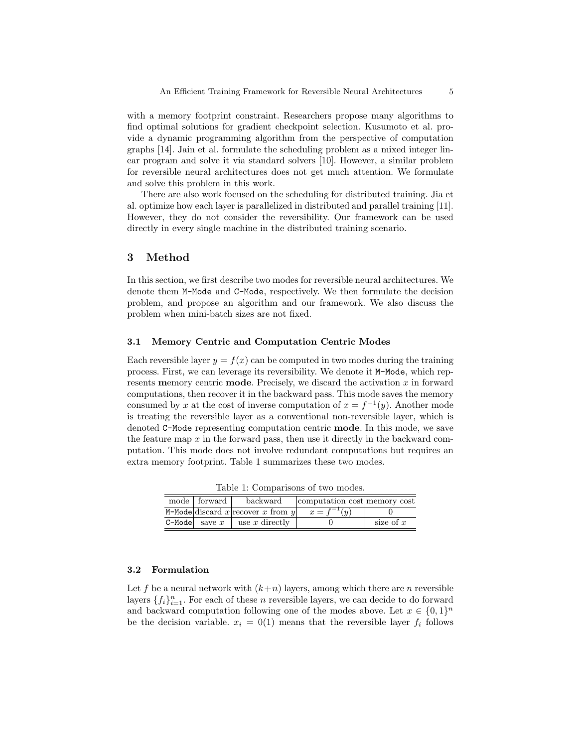with a memory footprint constraint. Researchers propose many algorithms to find optimal solutions for gradient checkpoint selection. Kusumoto et al. provide a dynamic programming algorithm from the perspective of computation graphs [14]. Jain et al. formulate the scheduling problem as a mixed integer linear program and solve it via standard solvers [10]. However, a similar problem for reversible neural architectures does not get much attention. We formulate and solve this problem in this work.

There are also work focused on the scheduling for distributed training. Jia et al. optimize how each layer is parallelized in distributed and parallel training [11]. However, they do not consider the reversibility. Our framework can be used directly in every single machine in the distributed training scenario.

## 3 Method

In this section, we first describe two modes for reversible neural architectures. We denote them `M-Mode` and `C-Mode`, respectively. We then formulate the decision problem, and propose an algorithm and our framework. We also discuss the problem when mini-batch sizes are not fixed.

### 3.1 Memory Centric and Computation Centric Modes

Each reversible layer $y = f(x)$ can be computed in two modes during the training process. First, we can leverage its reversibility. We denote it `M-Mode`, which represents **m**emory centric **mode**. Precisely, we discard the activation $x$ in forward computations, then recover it in the backward pass. This mode saves the memory consumed by $x$ at the cost of inverse computation of $x = f^{-1}(y)$. Another mode is treating the reversible layer as a conventional non-reversible layer, which is denoted `C-Mode` representing **c**omputation centric **mode**. In this mode, we save the feature map $x$ in the forward pass, then use it directly in the backward computation. This mode does not involve redundant computations but requires an extra memory footprint. Table 1 summarizes these two modes.

Table 1: Comparisons of two modes.

| mode | forward | backward | computation cost | memory cost |
|---|---|---|---|---|
| `M-Mode` | discard $x$ | recover $x$ from $y$ | $x = f^{-1}(y)$ | 0 |
| `C-Mode` | save $x$ | use $x$ directly | 0 | size of $x$ |

### 3.2 Formulation

Let $f$ be a neural network with $(k+n)$ layers, among which there are $n$ reversible layers $\{f_i\}_{i=1}^n$. For each of these $n$ reversible layers, we can decide to do forward and backward computation following one of the modes above. Let $x \in \{0,1\}^n$ be the decision variable. $x_i = 0(1)$ means that the reversible layer $f_i$ follows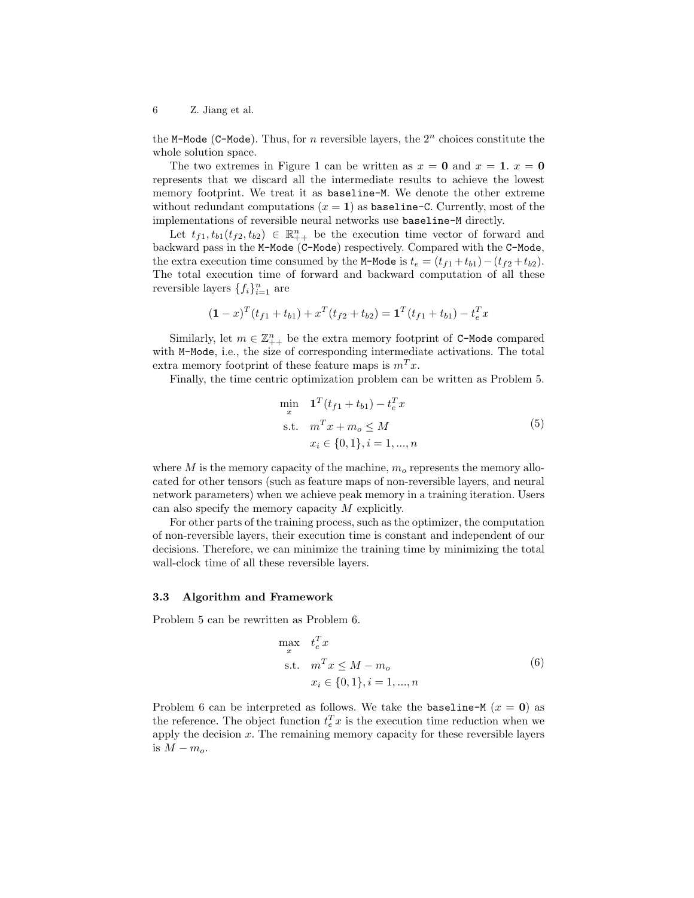the `M-Mode` (`C-Mode`). Thus, for $n$ reversible layers, the $2^n$ choices constitute the whole solution space.

The two extremes in Figure 1 can be written as $x = \mathbf{0}$ and $x = \mathbf{1}$. $x = \mathbf{0}$ represents that we discard all the intermediate results to achieve the lowest memory footprint. We treat it as `baseline-M`. We denote the other extreme without redundant computations ($x = \mathbf{1}$) as `baseline-C`. Currently, most of the implementations of reversible neural networks use `baseline-M` directly.

Let $t_{f1}, t_{b1}(t_{f2}, t_{b2}) \in \mathbb{R}^n_{++}$ be the execution time vector of forward and backward pass in the `M-Mode` (`C-Mode`) respectively. Compared with the `C-Mode`, the extra execution time consumed by the `M-Mode` is $t_e = (t_{f1} + t_{b1}) - (t_{f2} + t_{b2})$. The total execution time of forward and backward computation of all these reversible layers $\{f_i\}_{i=1}^n$ are

$$(\mathbf{1} - x)^T(t_{f1} + t_{b1}) + x^T(t_{f2} + t_{b2}) = \mathbf{1}^T(t_{f1} + t_{b1}) - t_e^T x$$

Similarly, let $m \in \mathbb{Z}^n_{++}$ be the extra memory footprint of `C-Mode` compared with `M-Mode`, i.e., the size of corresponding intermediate activations. The total extra memory footprint of these feature maps is $m^T x$.

Finally, the time centric optimization problem can be written as Problem 5.

$$\begin{aligned} \min_{x} \quad & \mathbf{1}^T(t_{f1} + t_{b1}) - t_e^T x \\ \text{s.t.} \quad & m^T x + m_o \leq M \\ & x_i \in \{0, 1\}, i = 1, ..., n \end{aligned} \tag{5}$$

where $M$ is the memory capacity of the machine, $m_o$ represents the memory allocated for other tensors (such as feature maps of non-reversible layers, and neural network parameters) when we achieve peak memory in a training iteration. Users can also specify the memory capacity $M$ explicitly.

For other parts of the training process, such as the optimizer, the computation of non-reversible layers, their execution time is constant and independent of our decisions. Therefore, we can minimize the training time by minimizing the total wall-clock time of all these reversible layers.

### 3.3 Algorithm and Framework

Problem 5 can be rewritten as Problem 6.

$$\begin{aligned} \max_{x} \quad & t_e^T x \\ \text{s.t.} \quad & m^T x \leq M - m_o \\ & x_i \in \{0, 1\}, i = 1, ..., n \end{aligned} \tag{6}$$

Problem 6 can be interpreted as follows. We take the `baseline-M` ($x = \mathbf{0}$) as the reference. The object function $t_e^T x$ is the execution time reduction when we apply the decision $x$. The remaining memory capacity for these reversible layers is $M - m_o$.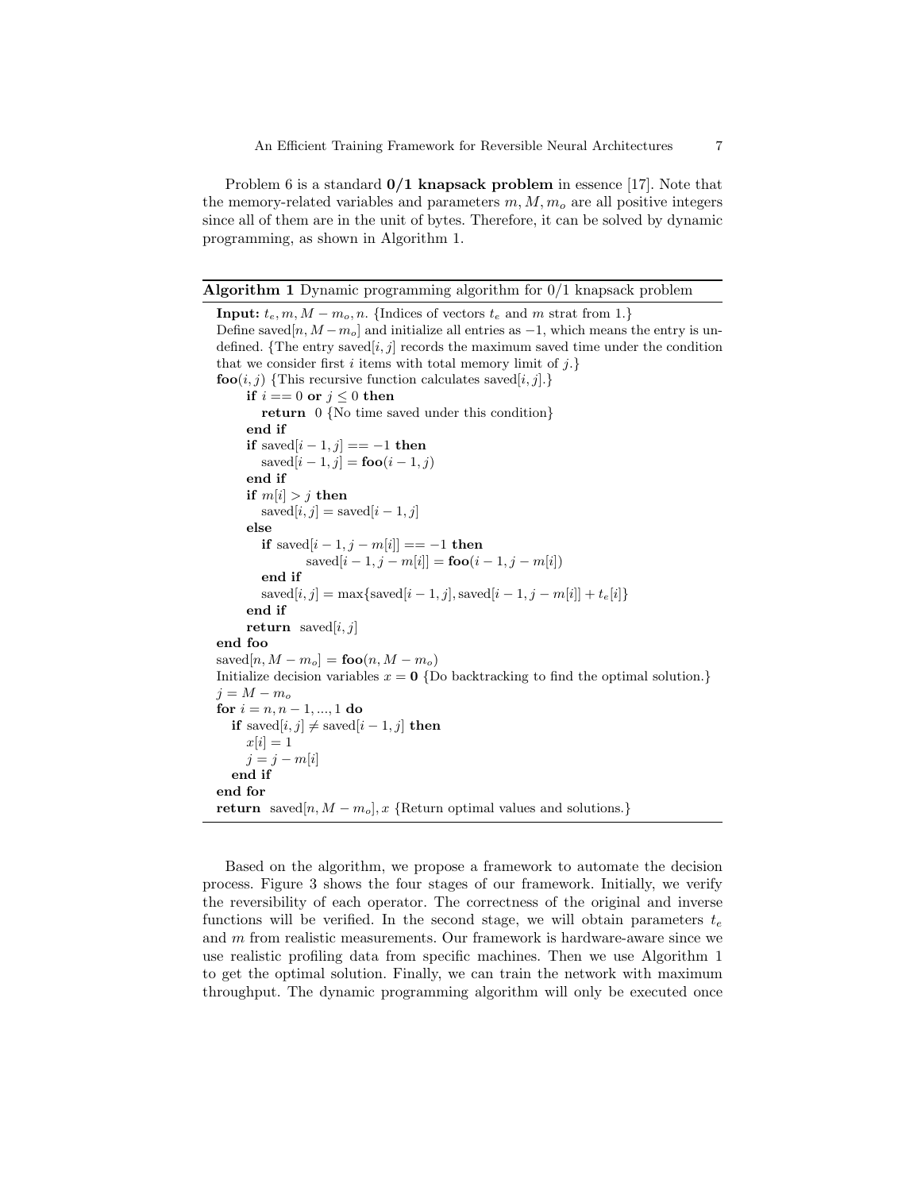Problem 6 is a standard **0/1 knapsack problem** in essence [17]. Note that the memory-related variables and parameters $m, M, m_o$ are all positive integers since all of them are in the unit of bytes. Therefore, it can be solved by dynamic programming, as shown in Algorithm 1.

---

**Algorithm 1** Dynamic programming algorithm for 0/1 knapsack problem

---

**Input:** $t_e, m, M - m_o, n$. {Indices of vectors $t_e$ and $m$ strat from 1.}
Define saved$[n, M - m_o]$ and initialize all entries as $-1$, which means the entry is undefined. {The entry saved$[i, j]$ records the maximum saved time under the condition that we consider first $i$ items with total memory limit of $j$.}
**foo**$(i, j)$ {This recursive function calculates saved$[i, j]$.}
  **if** $i == 0$ **or** $j \leq 0$ **then**
    **return** 0 {No time saved under this condition}
  **end if**
  **if** saved$[i-1, j] == -1$ **then**
    saved$[i-1, j] =$ **foo**$(i-1, j)$
  **end if**
  **if** $m[i] > j$ **then**
    saved$[i, j] =$ saved$[i-1, j]$
  **else**
    **if** saved$[i-1, j-m[i]] == -1$ **then**
      saved$[i-1, j-m[i]] =$ **foo**$(i-1, j-m[i])$
    **end if**
    saved$[i, j] = \max\{$saved$[i-1, j]$, saved$[i-1, j-m[i]] + t_e[i]\}$
  **end if**
  **return** saved$[i, j]$
**end foo**
saved$[n, M - m_o] =$ **foo**$(n, M - m_o)$
Initialize decision variables $x = \mathbf{0}$ {Do backtracking to find the optimal solution.}
$j = M - m_o$
**for** $i = n, n-1, ..., 1$ **do**
  **if** saved$[i, j] \neq$ saved$[i-1, j]$ **then**
    $x[i] = 1$
    $j = j - m[i]$
  **end if**
**end for**
**return** saved$[n, M - m_o], x$ {Return optimal values and solutions.}

---

Based on the algorithm, we propose a framework to automate the decision process. Figure 3 shows the four stages of our framework. Initially, we verify the reversibility of each operator. The correctness of the original and inverse functions will be verified. In the second stage, we will obtain parameters $t_e$ and $m$ from realistic measurements. Our framework is hardware-aware since we use realistic profiling data from specific machines. Then we use Algorithm 1 to get the optimal solution. Finally, we can train the network with maximum throughput. The dynamic programming algorithm will only be executed once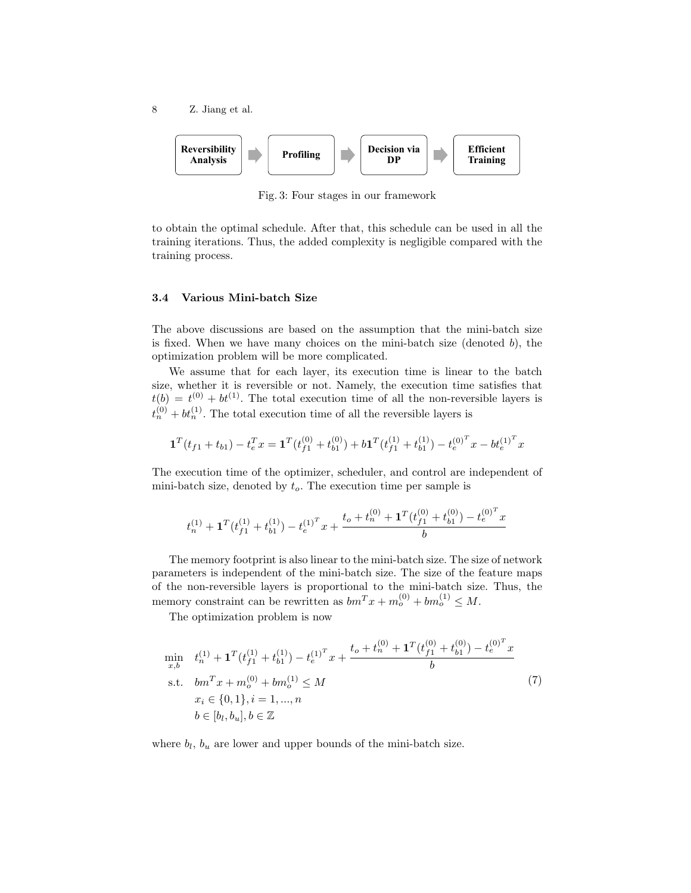Reversibility Analysis → Profiling → Decision via DP → Efficient Training

Fig. 3: Four stages in our framework

to obtain the optimal schedule. After that, this schedule can be used in all the training iterations. Thus, the added complexity is negligible compared with the training process.

### 3.4 Various Mini-batch Size

The above discussions are based on the assumption that the mini-batch size is fixed. When we have many choices on the mini-batch size (denoted $b$), the optimization problem will be more complicated.

We assume that for each layer, its execution time is linear to the batch size, whether it is reversible or not. Namely, the execution time satisfies that $t(b) = t^{(0)} + bt^{(1)}$. The total execution time of all the non-reversible layers is $t_n^{(0)} + bt_n^{(1)}$. The total execution time of all the reversible layers is

$$\mathbf{1}^T(t_{f1} + t_{b1}) - t_e^T x = \mathbf{1}^T(t_{f1}^{(0)} + t_{b1}^{(0)}) + b\mathbf{1}^T(t_{f1}^{(1)} + t_{b1}^{(1)}) - {t_e^{(0)}}^T x - b{t_e^{(1)}}^T x$$

The execution time of the optimizer, scheduler, and control are independent of mini-batch size, denoted by $t_o$. The execution time per sample is

$$t_n^{(1)} + \mathbf{1}^T(t_{f1}^{(1)} + t_{b1}^{(1)}) - {t_e^{(1)}}^T x + \frac{t_o + t_n^{(0)} + \mathbf{1}^T(t_{f1}^{(0)} + t_{b1}^{(0)}) - {t_e^{(0)}}^T x}{b}$$

The memory footprint is also linear to the mini-batch size. The size of network parameters is independent of the mini-batch size. The size of the feature maps of the non-reversible layers is proportional to the mini-batch size. Thus, the memory constraint can be rewritten as $bm^T x + m_o^{(0)} + bm_o^{(1)} \leq M$.

The optimization problem is now

$$\begin{aligned}
\min_{x,b} \quad & t_n^{(1)} + \mathbf{1}^T(t_{f1}^{(1)} + t_{b1}^{(1)}) - {t_e^{(1)}}^T x + \frac{t_o + t_n^{(0)} + \mathbf{1}^T(t_{f1}^{(0)} + t_{b1}^{(0)}) - {t_e^{(0)}}^T x}{b} \\
\text{s.t.} \quad & bm^T x + m_o^{(0)} + bm_o^{(1)} \leq M \\
& x_i \in \{0, 1\}, i = 1, ..., n \\
& b \in [b_l, b_u], b \in \mathbb{Z}
\end{aligned} \tag{7}$$

where $b_l$, $b_u$ are lower and upper bounds of the mini-batch size.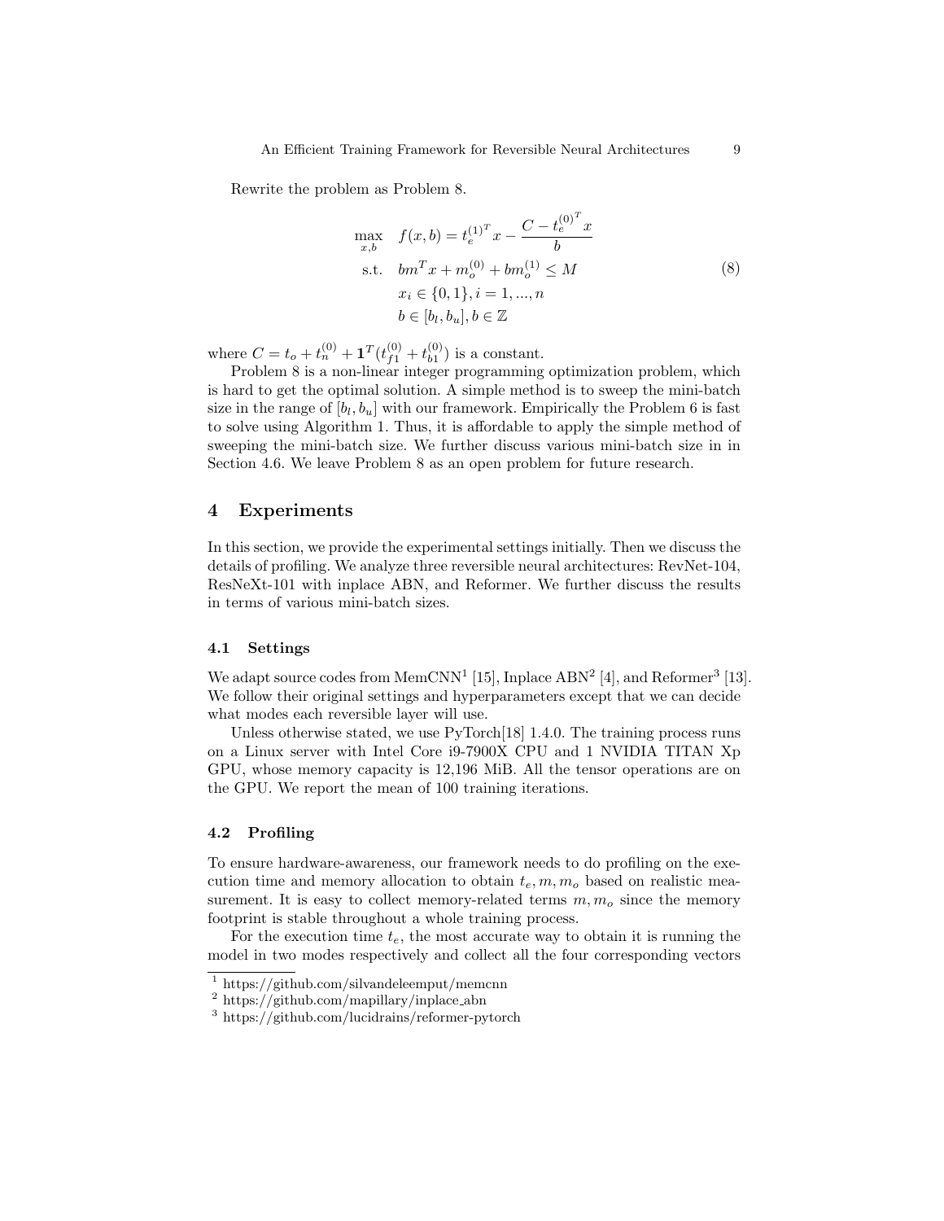Rewrite the problem as Problem 8.

$$
\begin{aligned}
\max_{x,b} \quad & f(x,b) = {t_e^{(1)}}^T x - \frac{C - {t_e^{(0)}}^T x}{b} \\
\text{s.t.} \quad & b m^T x + m_o^{(0)} + b m_o^{(1)} \leq M \\
& x_i \in \{0,1\}, i = 1, ..., n \\
& b \in [b_l, b_u], b \in \mathbb{Z}
\end{aligned}
\tag{8}
$$

where $C = t_o + t_n^{(0)} + \mathbf{1}^T (t_{f1}^{(0)} + t_{b1}^{(0)})$ is a constant.

Problem 8 is a non-linear integer programming optimization problem, which is hard to get the optimal solution. A simple method is to sweep the mini-batch size in the range of $[b_l, b_u]$ with our framework. Empirically the Problem 6 is fast to solve using Algorithm 1. Thus, it is affordable to apply the simple method of sweeping the mini-batch size. We further discuss various mini-batch size in in Section 4.6. We leave Problem 8 as an open problem for future research.

## 4 Experiments

In this section, we provide the experimental settings initially. Then we discuss the details of profiling. We analyze three reversible neural architectures: RevNet-104, ResNeXt-101 with inplace ABN, and Reformer. We further discuss the results in terms of various mini-batch sizes.

### 4.1 Settings

We adapt source codes from MemCNN[1] [15], Inplace ABN[2] [4], and Reformer[3] [13]. We follow their original settings and hyperparameters except that we can decide what modes each reversible layer will use.

Unless otherwise stated, we use PyTorch[18] 1.4.0. The training process runs on a Linux server with Intel Core i9-7900X CPU and 1 NVIDIA TITAN Xp GPU, whose memory capacity is 12,196 MiB. All the tensor operations are on the GPU. We report the mean of 100 training iterations.

### 4.2 Profiling

To ensure hardware-awareness, our framework needs to do profiling on the execution time and memory allocation to obtain $t_e, m, m_o$ based on realistic measurement. It is easy to collect memory-related terms $m, m_o$ since the memory footprint is stable throughout a whole training process.

For the execution time $t_e$, the most accurate way to obtain it is running the model in two modes respectively and collect all the four corresponding vectors

[1] https://github.com/silvandeleemput/memcnn
[2] https://github.com/mapillary/inplace_abn
[3] https://github.com/lucidrains/reformer-pytorch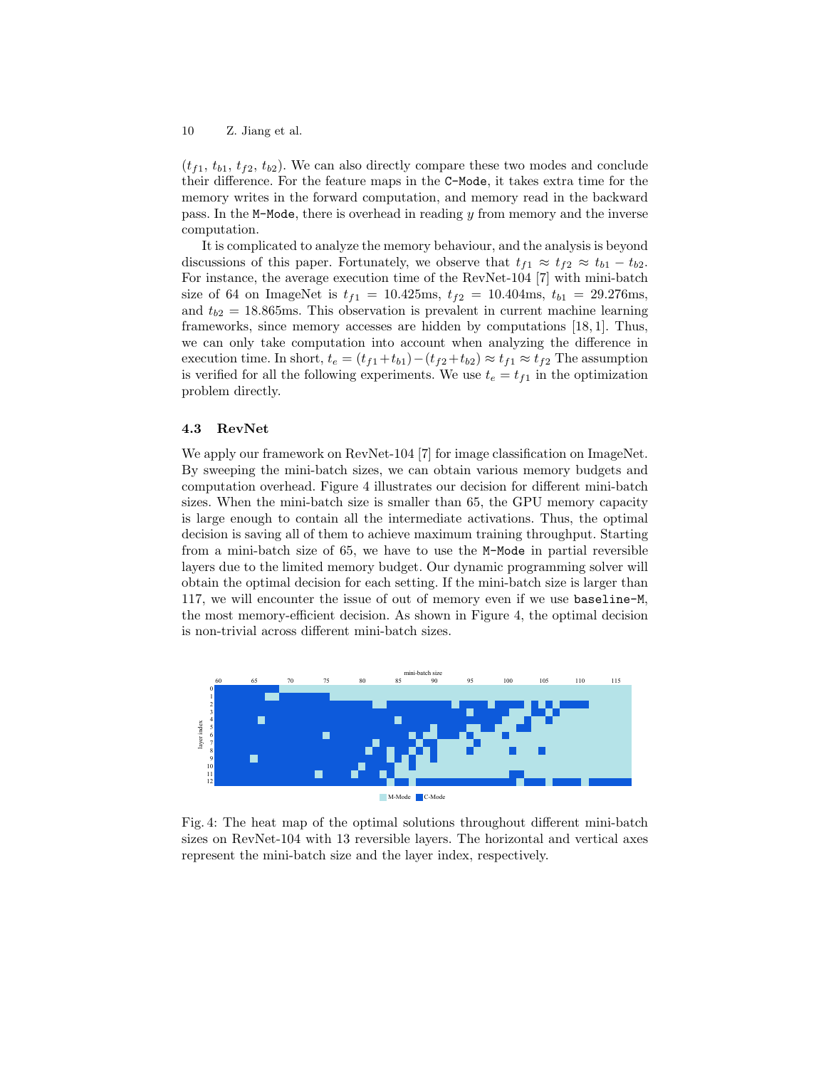($t_{f1}$, $t_{b1}$, $t_{f2}$, $t_{b2}$). We can also directly compare these two modes and conclude their difference. For the feature maps in the C-Mode, it takes extra time for the memory writes in the forward computation, and memory read in the backward pass. In the M-Mode, there is overhead in reading $y$ from memory and the inverse computation.

It is complicated to analyze the memory behaviour, and the analysis is beyond discussions of this paper. Fortunately, we observe that $t_{f1} \approx t_{f2} \approx t_{b1} - t_{b2}$. For instance, the average execution time of the RevNet-104 [7] with mini-batch size of 64 on ImageNet is $t_{f1}$ = 10.425ms, $t_{f2}$ = 10.404ms, $t_{b1}$ = 29.276ms, and $t_{b2}$ = 18.865ms. This observation is prevalent in current machine learning frameworks, since memory accesses are hidden by computations [18, 1]. Thus, we can only take computation into account when analyzing the difference in execution time. In short, $t_e = (t_{f1}+t_{b1})-(t_{f2}+t_{b2}) \approx t_{f1} \approx t_{f2}$ The assumption is verified for all the following experiments. We use $t_e = t_{f1}$ in the optimization problem directly.

### 4.3 RevNet

We apply our framework on RevNet-104 [7] for image classification on ImageNet. By sweeping the mini-batch sizes, we can obtain various memory budgets and computation overhead. Figure 4 illustrates our decision for different mini-batch sizes. When the mini-batch size is smaller than 65, the GPU memory capacity is large enough to contain all the intermediate activations. Thus, the optimal decision is saving all of them to achieve maximum training throughput. Starting from a mini-batch size of 65, we have to use the M-Mode in partial reversible layers due to the limited memory budget. Our dynamic programming solver will obtain the optimal decision for each setting. If the mini-batch size is larger than 117, we will encounter the issue of out of memory even if we use baseline-M, the most memory-efficient decision. As shown in Figure 4, the optimal decision is non-trivial across different mini-batch sizes.

Fig. 4: The heat map of the optimal solutions throughout different mini-batch sizes on RevNet-104 with 13 reversible layers. The horizontal and vertical axes represent the mini-batch size and the layer index, respectively.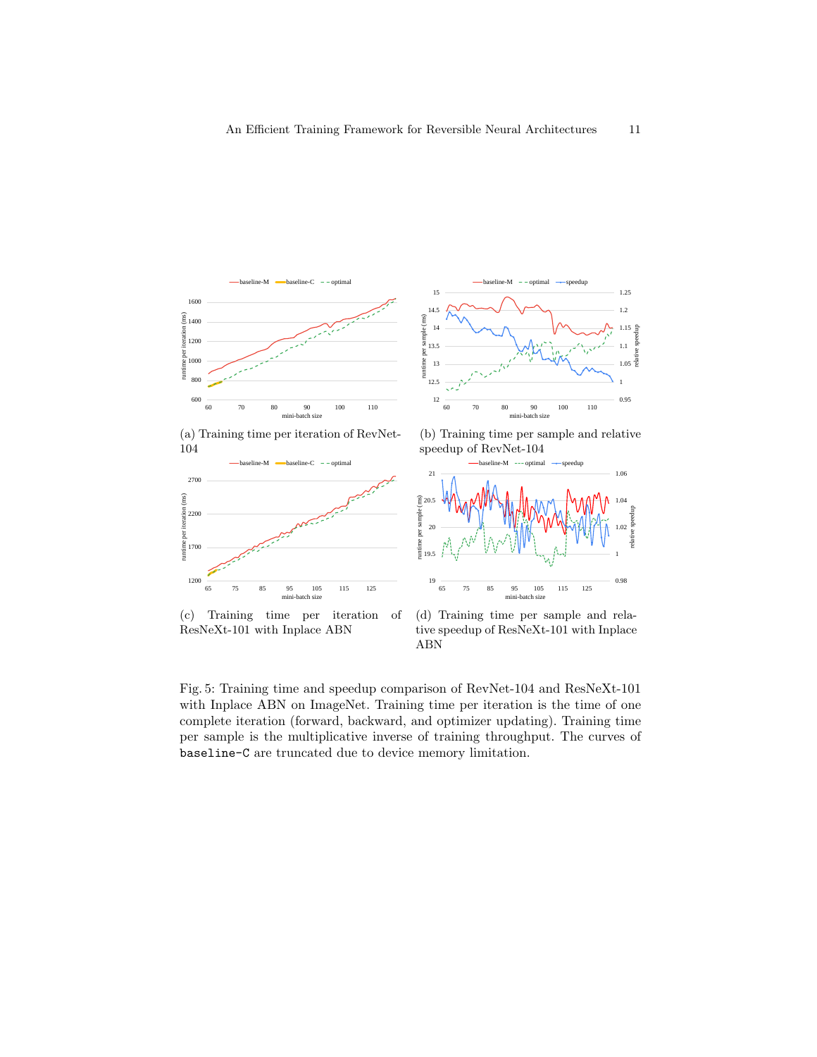(a) Training time per iteration of RevNet-104

(b) Training time per sample and relative speedup of RevNet-104

(c) Training time per iteration of ResNeXt-101 with Inplace ABN

(d) Training time per sample and relative speedup of ResNeXt-101 with Inplace ABN

Fig. 5: Training time and speedup comparison of RevNet-104 and ResNeXt-101 with Inplace ABN on ImageNet. Training time per iteration is the time of one complete iteration (forward, backward, and optimizer updating). Training time per sample is the multiplicative inverse of training throughput. The curves of `baseline-C` are truncated due to device memory limitation.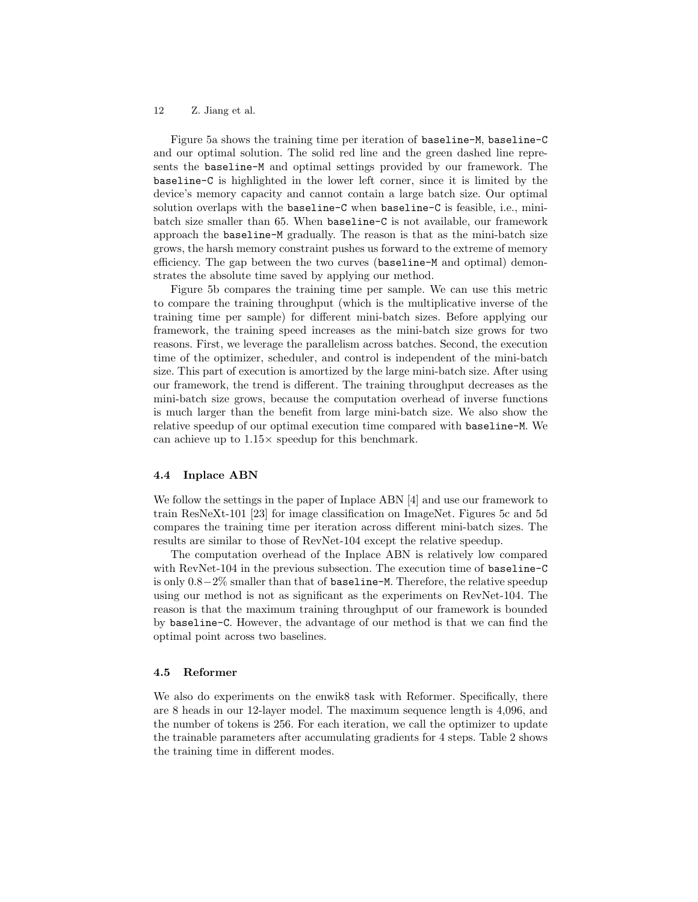Figure 5a shows the training time per iteration of `baseline-M`, `baseline-C` and our optimal solution. The solid red line and the green dashed line represents the `baseline-M` and optimal settings provided by our framework. The `baseline-C` is highlighted in the lower left corner, since it is limited by the device's memory capacity and cannot contain a large batch size. Our optimal solution overlaps with the `baseline-C` when `baseline-C` is feasible, i.e., mini-batch size smaller than 65. When `baseline-C` is not available, our framework approach the `baseline-M` gradually. The reason is that as the mini-batch size grows, the harsh memory constraint pushes us forward to the extreme of memory efficiency. The gap between the two curves (`baseline-M` and optimal) demonstrates the absolute time saved by applying our method.

Figure 5b compares the training time per sample. We can use this metric to compare the training throughput (which is the multiplicative inverse of the training time per sample) for different mini-batch sizes. Before applying our framework, the training speed increases as the mini-batch size grows for two reasons. First, we leverage the parallelism across batches. Second, the execution time of the optimizer, scheduler, and control is independent of the mini-batch size. This part of execution is amortized by the large mini-batch size. After using our framework, the trend is different. The training throughput decreases as the mini-batch size grows, because the computation overhead of inverse functions is much larger than the benefit from large mini-batch size. We also show the relative speedup of our optimal execution time compared with `baseline-M`. We can achieve up to $1.15\times$ speedup for this benchmark.

### 4.4 Inplace ABN

We follow the settings in the paper of Inplace ABN [4] and use our framework to train ResNeXt-101 [23] for image classification on ImageNet. Figures 5c and 5d compares the training time per iteration across different mini-batch sizes. The results are similar to those of RevNet-104 except the relative speedup.

The computation overhead of the Inplace ABN is relatively low compared with RevNet-104 in the previous subsection. The execution time of `baseline-C` is only $0.8-2\%$ smaller than that of `baseline-M`. Therefore, the relative speedup using our method is not as significant as the experiments on RevNet-104. The reason is that the maximum training throughput of our framework is bounded by `baseline-C`. However, the advantage of our method is that we can find the optimal point across two baselines.

### 4.5 Reformer

We also do experiments on the enwik8 task with Reformer. Specifically, there are 8 heads in our 12-layer model. The maximum sequence length is 4,096, and the number of tokens is 256. For each iteration, we call the optimizer to update the trainable parameters after accumulating gradients for 4 steps. Table 2 shows the training time in different modes.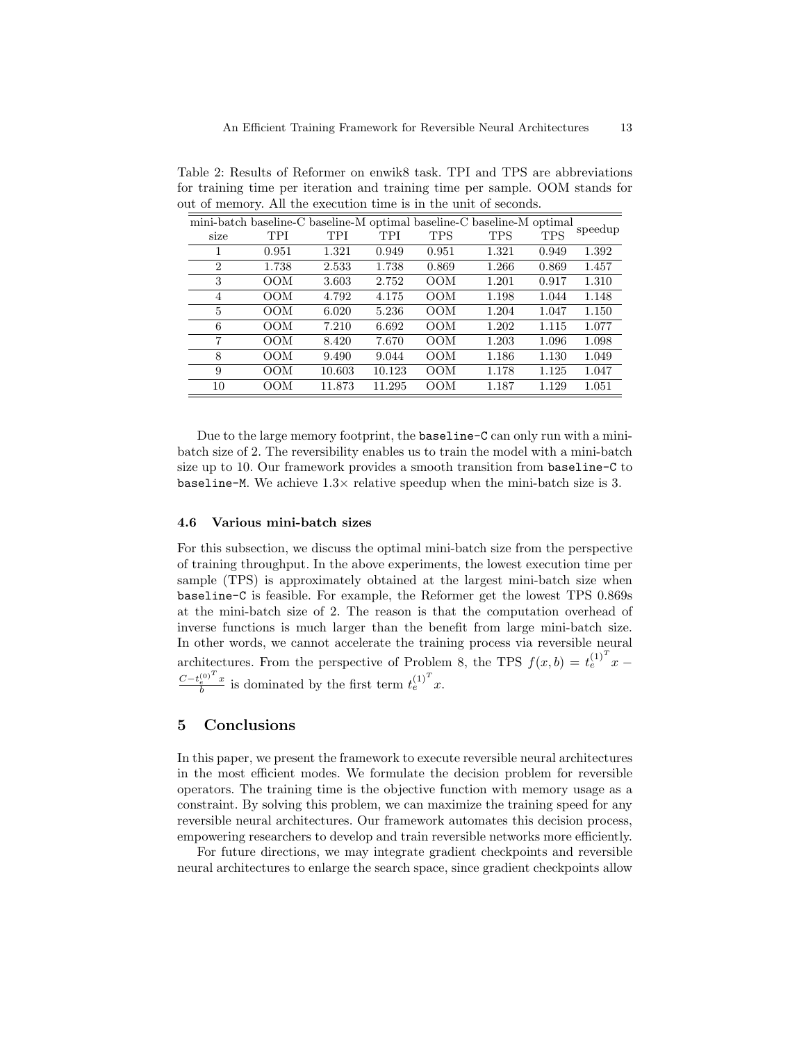Table 2: Results of Reformer on enwik8 task. TPI and TPS are abbreviations for training time per iteration and training time per sample. OOM stands for out of memory. All the execution time is in the unit of seconds.

| mini-batch size | baseline-C TPI | baseline-M TPI | optimal TPI | baseline-C TPS | baseline-M TPS | optimal TPS | speedup |
|---|---|---|---|---|---|---|---|
| 1 | 0.951 | 1.321 | 0.949 | 0.951 | 1.321 | 0.949 | 1.392 |
| 2 | 1.738 | 2.533 | 1.738 | 0.869 | 1.266 | 0.869 | 1.457 |
| 3 | OOM | 3.603 | 2.752 | OOM | 1.201 | 0.917 | 1.310 |
| 4 | OOM | 4.792 | 4.175 | OOM | 1.198 | 1.044 | 1.148 |
| 5 | OOM | 6.020 | 5.236 | OOM | 1.204 | 1.047 | 1.150 |
| 6 | OOM | 7.210 | 6.692 | OOM | 1.202 | 1.115 | 1.077 |
| 7 | OOM | 8.420 | 7.670 | OOM | 1.203 | 1.096 | 1.098 |
| 8 | OOM | 9.490 | 9.044 | OOM | 1.186 | 1.130 | 1.049 |
| 9 | OOM | 10.603 | 10.123 | OOM | 1.178 | 1.125 | 1.047 |
| 10 | OOM | 11.873 | 11.295 | OOM | 1.187 | 1.129 | 1.051 |

Due to the large memory footprint, the `baseline-C` can only run with a mini-batch size of 2. The reversibility enables us to train the model with a mini-batch size up to 10. Our framework provides a smooth transition from `baseline-C` to `baseline-M`. We achieve 1.3× relative speedup when the mini-batch size is 3.

### 4.6 Various mini-batch sizes

For this subsection, we discuss the optimal mini-batch size from the perspective of training throughput. In the above experiments, the lowest execution time per sample (TPS) is approximately obtained at the largest mini-batch size when `baseline-C` is feasible. For example, the Reformer get the lowest TPS 0.869s at the mini-batch size of 2. The reason is that the computation overhead of inverse functions is much larger than the benefit from large mini-batch size. In other words, we cannot accelerate the training process via reversible neural architectures. From the perspective of Problem 8, the TPS $f(x,b) = {t_e^{(1)}}^T x - \frac{C - {t_e^{(0)}}^T x}{b}$ is dominated by the first term ${t_e^{(1)}}^T x$.

## 5 Conclusions

In this paper, we present the framework to execute reversible neural architectures in the most efficient modes. We formulate the decision problem for reversible operators. The training time is the objective function with memory usage as a constraint. By solving this problem, we can maximize the training speed for any reversible neural architectures. Our framework automates this decision process, empowering researchers to develop and train reversible networks more efficiently.

For future directions, we may integrate gradient checkpoints and reversible neural architectures to enlarge the search space, since gradient checkpoints allow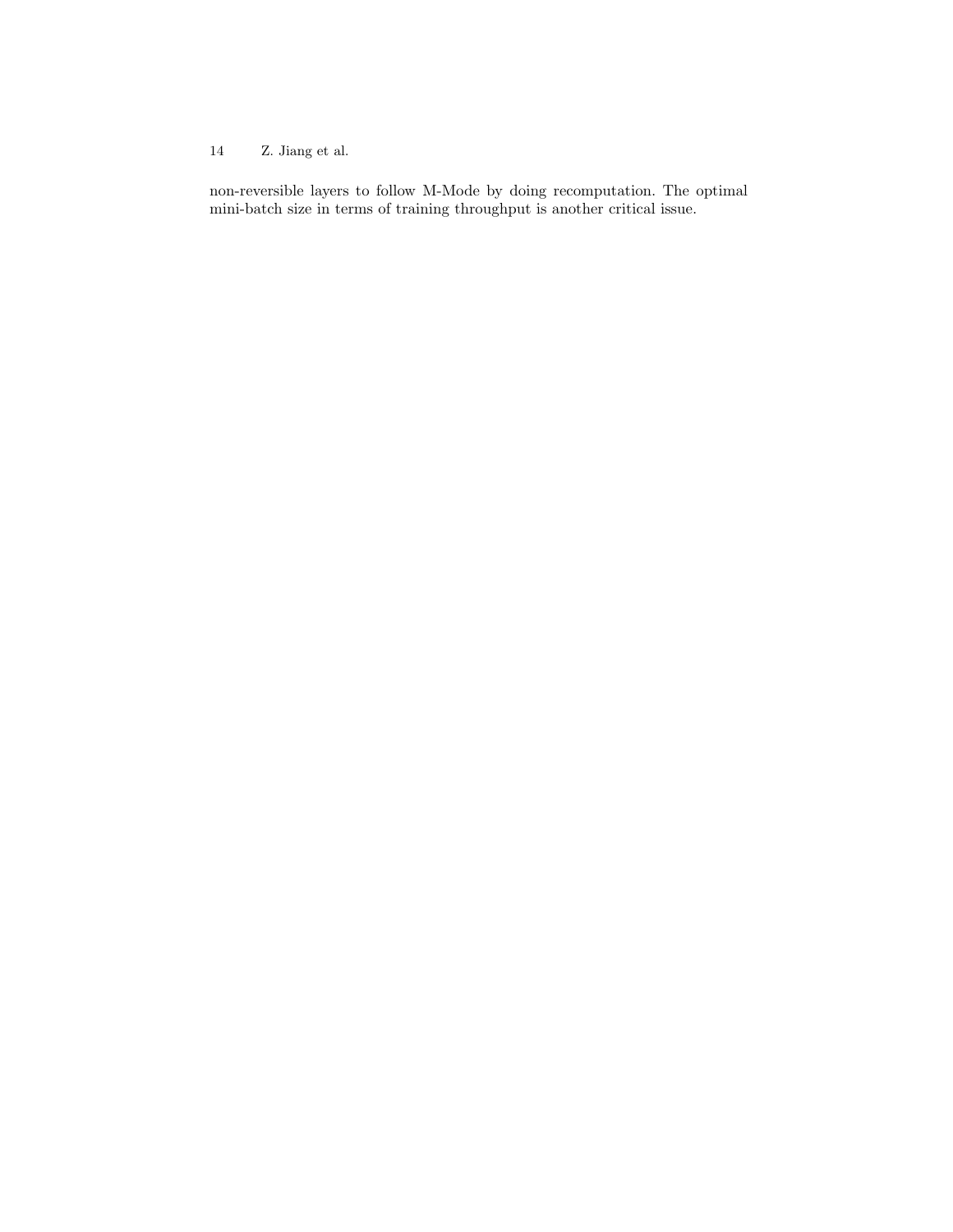non-reversible layers to follow M-Mode by doing recomputation. The optimal mini-batch size in terms of training throughput is another critical issue.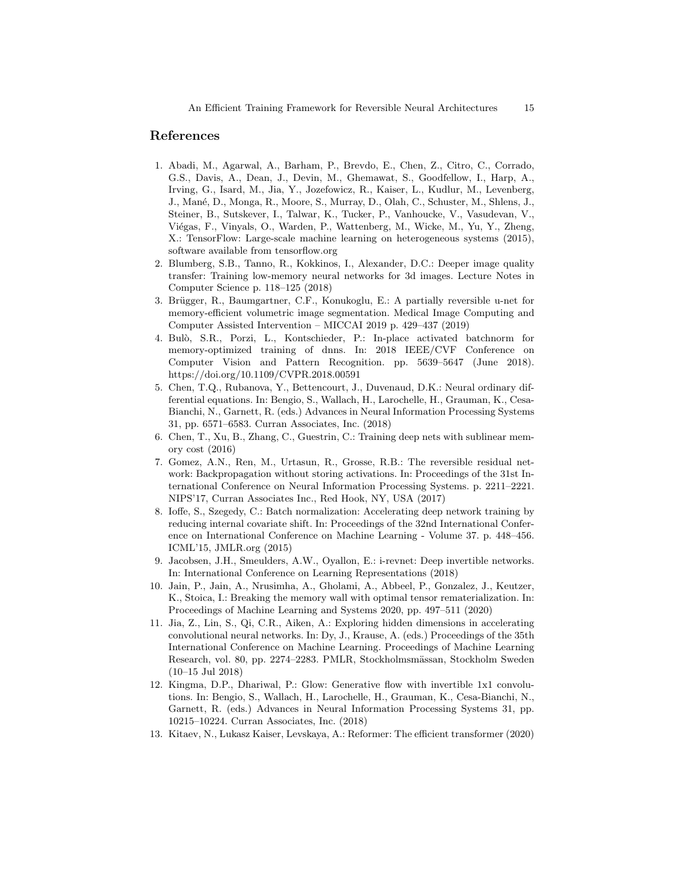## References

1. Abadi, M., Agarwal, A., Barham, P., Brevdo, E., Chen, Z., Citro, C., Corrado, G.S., Davis, A., Dean, J., Devin, M., Ghemawat, S., Goodfellow, I., Harp, A., Irving, G., Isard, M., Jia, Y., Jozefowicz, R., Kaiser, L., Kudlur, M., Levenberg, J., Mané, D., Monga, R., Moore, S., Murray, D., Olah, C., Schuster, M., Shlens, J., Steiner, B., Sutskever, I., Talwar, K., Tucker, P., Vanhoucke, V., Vasudevan, V., Viégas, F., Vinyals, O., Warden, P., Wattenberg, M., Wicke, M., Yu, Y., Zheng, X.: TensorFlow: Large-scale machine learning on heterogeneous systems (2015), software available from tensorflow.org
2. Blumberg, S.B., Tanno, R., Kokkinos, I., Alexander, D.C.: Deeper image quality transfer: Training low-memory neural networks for 3d images. Lecture Notes in Computer Science p. 118–125 (2018)
3. Brügger, R., Baumgartner, C.F., Konukoglu, E.: A partially reversible u-net for memory-efficient volumetric image segmentation. Medical Image Computing and Computer Assisted Intervention – MICCAI 2019 p. 429–437 (2019)
4. Bulò, S.R., Porzi, L., Kontschieder, P.: In-place activated batchnorm for memory-optimized training of dnns. In: 2018 IEEE/CVF Conference on Computer Vision and Pattern Recognition. pp. 5639–5647 (June 2018). https://doi.org/10.1109/CVPR.2018.00591
5. Chen, T.Q., Rubanova, Y., Bettencourt, J., Duvenaud, D.K.: Neural ordinary differential equations. In: Bengio, S., Wallach, H., Larochelle, H., Grauman, K., Cesa-Bianchi, N., Garnett, R. (eds.) Advances in Neural Information Processing Systems 31, pp. 6571–6583. Curran Associates, Inc. (2018)
6. Chen, T., Xu, B., Zhang, C., Guestrin, C.: Training deep nets with sublinear memory cost (2016)
7. Gomez, A.N., Ren, M., Urtasun, R., Grosse, R.B.: The reversible residual network: Backpropagation without storing activations. In: Proceedings of the 31st International Conference on Neural Information Processing Systems. p. 2211–2221. NIPS'17, Curran Associates Inc., Red Hook, NY, USA (2017)
8. Ioffe, S., Szegedy, C.: Batch normalization: Accelerating deep network training by reducing internal covariate shift. In: Proceedings of the 32nd International Conference on International Conference on Machine Learning - Volume 37. p. 448–456. ICML'15, JMLR.org (2015)
9. Jacobsen, J.H., Smeulders, A.W., Oyallon, E.: i-revnet: Deep invertible networks. In: International Conference on Learning Representations (2018)
10. Jain, P., Jain, A., Nrusimha, A., Gholami, A., Abbeel, P., Gonzalez, J., Keutzer, K., Stoica, I.: Breaking the memory wall with optimal tensor rematerialization. In: Proceedings of Machine Learning and Systems 2020, pp. 497–511 (2020)
11. Jia, Z., Lin, S., Qi, C.R., Aiken, A.: Exploring hidden dimensions in accelerating convolutional neural networks. In: Dy, J., Krause, A. (eds.) Proceedings of the 35th International Conference on Machine Learning. Proceedings of Machine Learning Research, vol. 80, pp. 2274–2283. PMLR, Stockholmsmässan, Stockholm Sweden (10–15 Jul 2018)
12. Kingma, D.P., Dhariwal, P.: Glow: Generative flow with invertible 1x1 convolutions. In: Bengio, S., Wallach, H., Larochelle, H., Grauman, K., Cesa-Bianchi, N., Garnett, R. (eds.) Advances in Neural Information Processing Systems 31, pp. 10215–10224. Curran Associates, Inc. (2018)
13. Kitaev, N., Lukasz Kaiser, Levskaya, A.: Reformer: The efficient transformer (2020)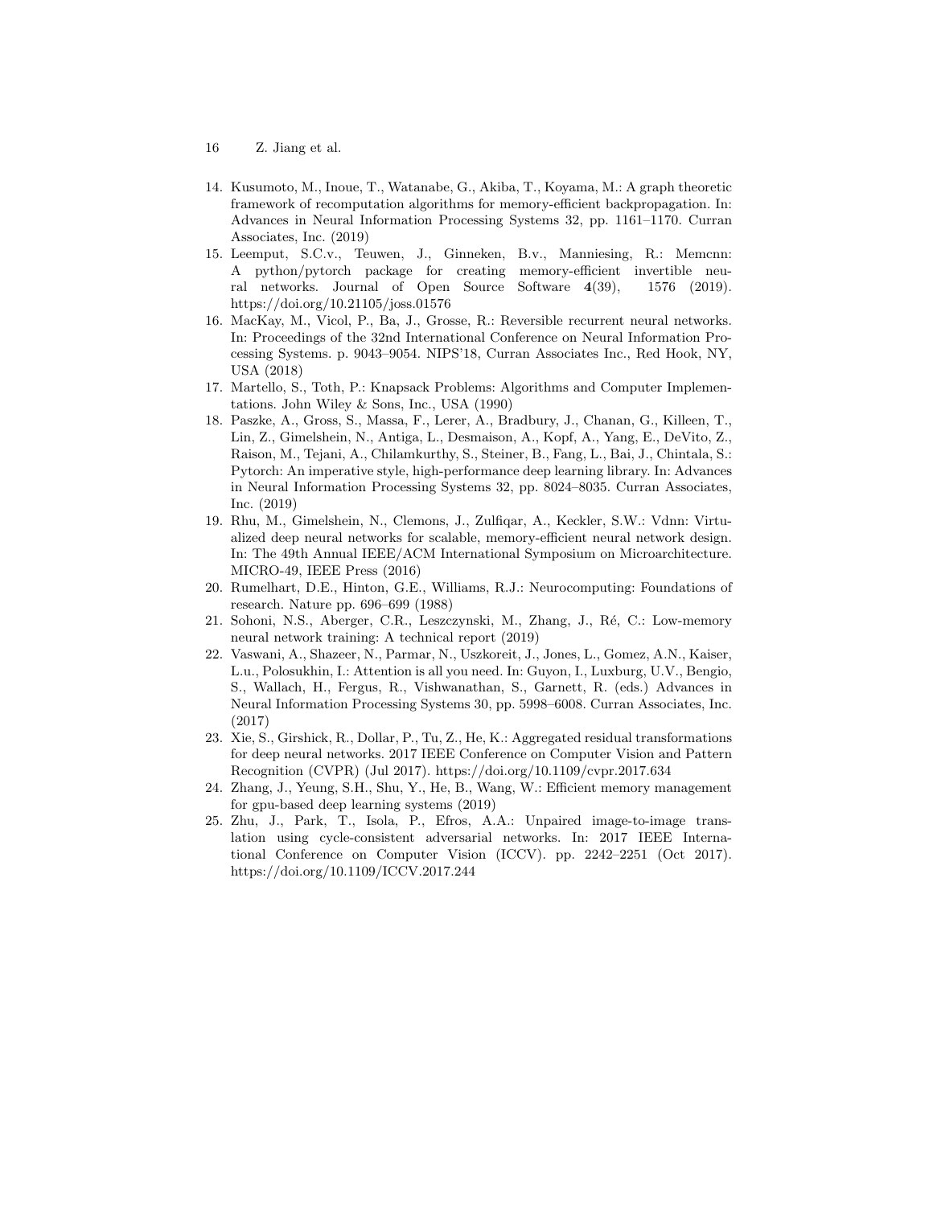14. Kusumoto, M., Inoue, T., Watanabe, G., Akiba, T., Koyama, M.: A graph theoretic framework of recomputation algorithms for memory-efficient backpropagation. In: Advances in Neural Information Processing Systems 32, pp. 1161–1170. Curran Associates, Inc. (2019)
15. Leemput, S.C.v., Teuwen, J., Ginneken, B.v., Manniesing, R.: Memcnn: A python/pytorch package for creating memory-efficient invertible neural networks. Journal of Open Source Software **4**(39), 1576 (2019). https://doi.org/10.21105/joss.01576
16. MacKay, M., Vicol, P., Ba, J., Grosse, R.: Reversible recurrent neural networks. In: Proceedings of the 32nd International Conference on Neural Information Processing Systems. p. 9043–9054. NIPS'18, Curran Associates Inc., Red Hook, NY, USA (2018)
17. Martello, S., Toth, P.: Knapsack Problems: Algorithms and Computer Implementations. John Wiley & Sons, Inc., USA (1990)
18. Paszke, A., Gross, S., Massa, F., Lerer, A., Bradbury, J., Chanan, G., Killeen, T., Lin, Z., Gimelshein, N., Antiga, L., Desmaison, A., Kopf, A., Yang, E., DeVito, Z., Raison, M., Tejani, A., Chilamkurthy, S., Steiner, B., Fang, L., Bai, J., Chintala, S.: Pytorch: An imperative style, high-performance deep learning library. In: Advances in Neural Information Processing Systems 32, pp. 8024–8035. Curran Associates, Inc. (2019)
19. Rhu, M., Gimelshein, N., Clemons, J., Zulfiqar, A., Keckler, S.W.: Vdnn: Virtualized deep neural networks for scalable, memory-efficient neural network design. In: The 49th Annual IEEE/ACM International Symposium on Microarchitecture. MICRO-49, IEEE Press (2016)
20. Rumelhart, D.E., Hinton, G.E., Williams, R.J.: Neurocomputing: Foundations of research. Nature pp. 696–699 (1988)
21. Sohoni, N.S., Aberger, C.R., Leszczynski, M., Zhang, J., Ré, C.: Low-memory neural network training: A technical report (2019)
22. Vaswani, A., Shazeer, N., Parmar, N., Uszkoreit, J., Jones, L., Gomez, A.N., Kaiser, L.u., Polosukhin, I.: Attention is all you need. In: Guyon, I., Luxburg, U.V., Bengio, S., Wallach, H., Fergus, R., Vishwanathan, S., Garnett, R. (eds.) Advances in Neural Information Processing Systems 30, pp. 5998–6008. Curran Associates, Inc. (2017)
23. Xie, S., Girshick, R., Dollar, P., Tu, Z., He, K.: Aggregated residual transformations for deep neural networks. 2017 IEEE Conference on Computer Vision and Pattern Recognition (CVPR) (Jul 2017). https://doi.org/10.1109/cvpr.2017.634
24. Zhang, J., Yeung, S.H., Shu, Y., He, B., Wang, W.: Efficient memory management for gpu-based deep learning systems (2019)
25. Zhu, J., Park, T., Isola, P., Efros, A.A.: Unpaired image-to-image translation using cycle-consistent adversarial networks. In: 2017 IEEE International Conference on Computer Vision (ICCV). pp. 2242–2251 (Oct 2017). https://doi.org/10.1109/ICCV.2017.244